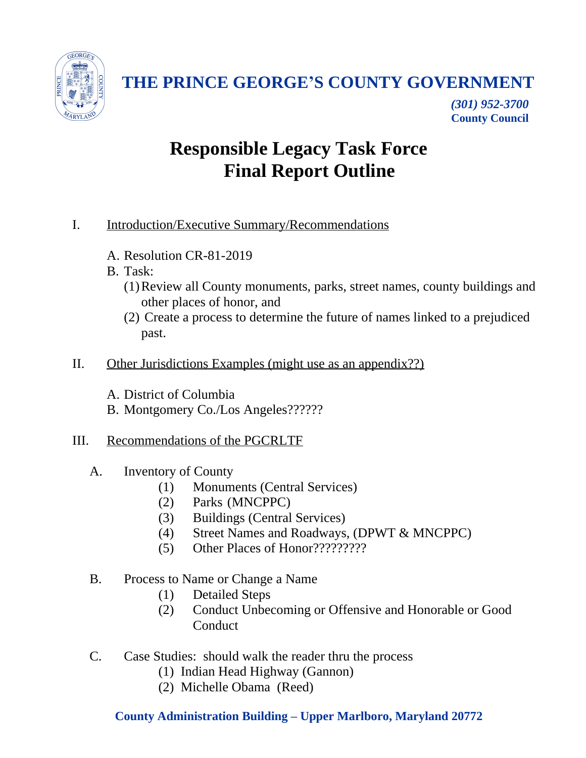**THE PRINCE GEORGE'S COUNTY GOVERNMENT**

*(301) 952-3700*
**County Council**

# Responsible Legacy Task Force
# Final Report Outline

I. Introduction/Executive Summary/Recommendations

A. Resolution CR-81-2019

B. Task:

(1) Review all County monuments, parks, street names, county buildings and other places of honor, and

(2) Create a process to determine the future of names linked to a prejudiced past.

II. Other Jurisdictions Examples (might use as an appendix??)

A. District of Columbia

B. Montgomery Co./Los Angeles??????

III. Recommendations of the PGCRLTF

A. Inventory of County

(1) Monuments (Central Services)

(2) Parks (MNCPPC)

(3) Buildings (Central Services)

(4) Street Names and Roadways, (DPWT & MNCPPC)

(5) Other Places of Honor?????????

B. Process to Name or Change a Name

(1) Detailed Steps

(2) Conduct Unbecoming or Offensive and Honorable or Good Conduct

C. Case Studies: should walk the reader thru the process

(1) Indian Head Highway (Gannon)

(2) Michelle Obama (Reed)

**County Administration Building – Upper Marlboro, Maryland 20772**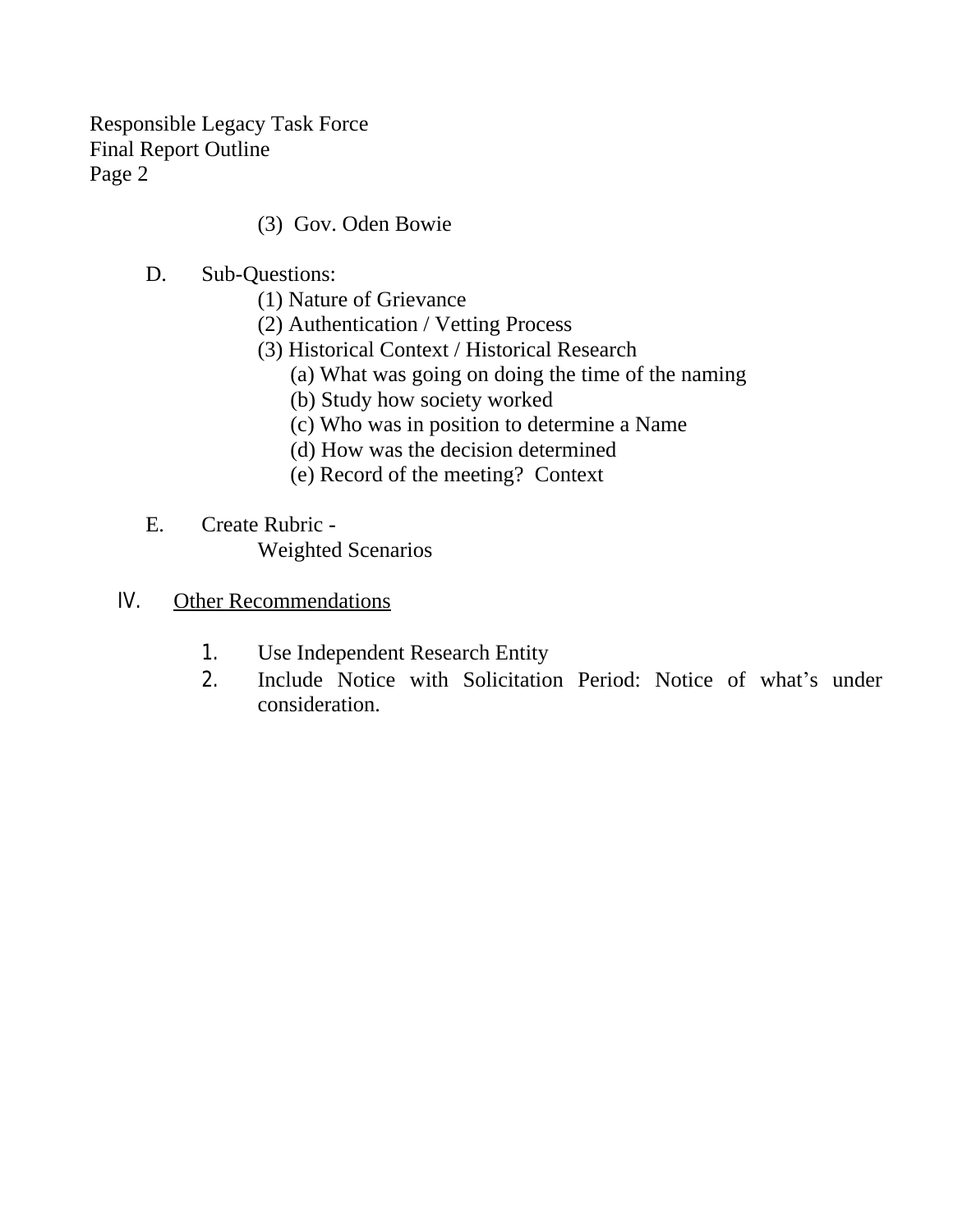(3) Gov. Oden Bowie

D. Sub-Questions:
   - (1) Nature of Grievance
   - (2) Authentication / Vetting Process
   - (3) Historical Context / Historical Research
     - (a) What was going on doing the time of the naming
     - (b) Study how society worked
     - (c) Who was in position to determine a Name
     - (d) How was the decision determined
     - (e) Record of the meeting? Context

E. Create Rubric -
   Weighted Scenarios

IV. <u>Other Recommendations</u>

1. Use Independent Research Entity
2. Include Notice with Solicitation Period: Notice of what's under consideration.